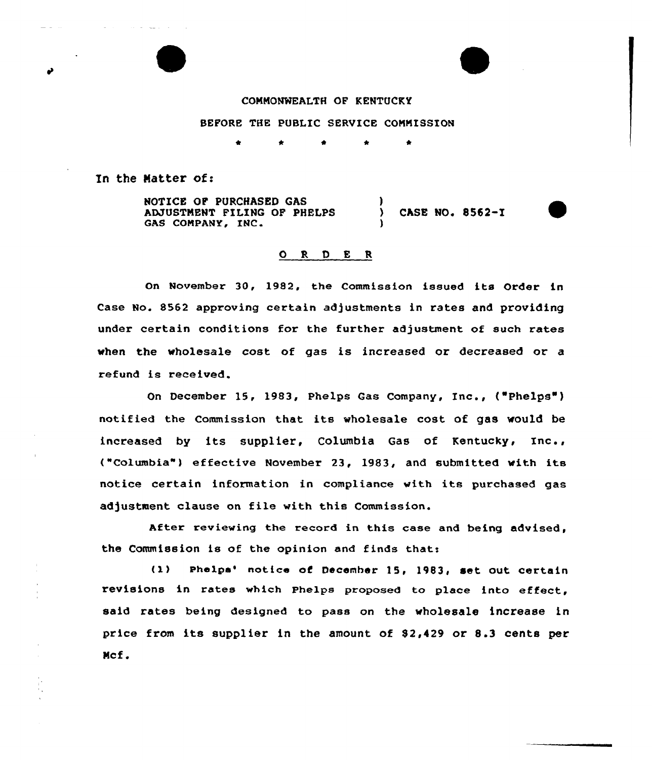COMMONWEALTH OF KENTUCKY

BEFORE THE PUBLIC SERVICE COMMISSION

\* \* \* \* \*

In the Matter of:

NOTICE OF PURCHASED GAS ADJUSTMENT FILING OF PHELPS GAS COMPANY, INC. ) CASE NO. 8562-I

## O R D E R

On November 30, 1982, the Commission issued its Order in Case No. 8562 approving certain adjustments in rates and providing under certain conditions for the further adjustment of such rates when the wholesale cost of gas is increased or decreased or a refund is received.

On December 15, 1983, Phelps Gas Company, Inc., ("Phelps") notified the Commission that its wholesale cost of gas would be increased by its supplier, Columbia Gas of Kentucky, Inc., ("Columbia") effective November 23, 1983, and submitted with its notice certain information in compliance with its purchased gas adjustment clause on file with this Commission.

After reviewing the record in this case and being advised, the Commission is of the opinion and finds that:

(1) Phelps' notice of December 15, 1983, set out certain revisions in rates which Phelps proposed to place into effect, said rates being designed to pass on the wholesale increase in price from its supplier in the amount of $2,429 or 8.3 cents per Mcf.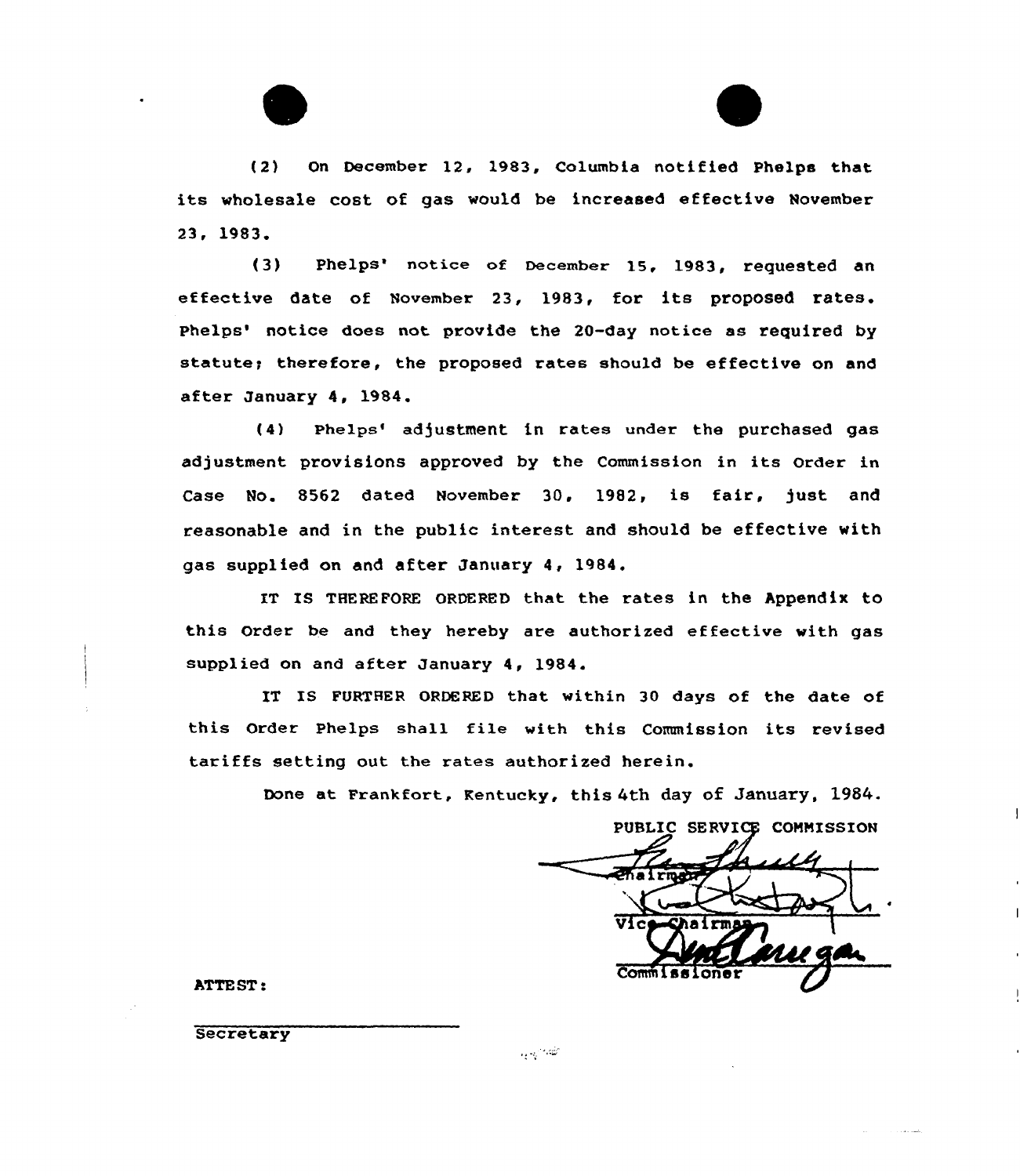(2) On December 12, 1983, Columbia notified Phelps that its wholesale cost of gas would be increased effective November 23, 1983.

(3) Phelps' notice of December 15, 1983, requested an effective date of November 23, 1983, for its proposed rates. Phelps' notice does not provide the 20-day notice as required by statute; therefore, the proposed rates should be effective on and after January 4, 1984.

(4) Phelps' adjustment in rates under the purchased gas adjustment provisions approved by the Commission in its Order in Case No. 8562 dated November 30, 1982, is fair, just and reasonable and in the public interest and should be effective with gas supplied on and after January 4, 1984.

IT IS THEREFORE ORDERED that the rates in the Appendix to this Order be and they hereby are authorized effective with gas supplied on and after January 4, 1984.

IT IS FURTHER ORDERED that within 30 days of the date of this Order Phelps shall file with this Commission its revised tariffs setting out the rates authorized herein.

Done at Frankfort, Kentucky, this 4th day of January, 1984.

PUBLIC SERVICE COMMISSION

Chairman

Vice Chairman

Commissioner

ATTEST:

Secretary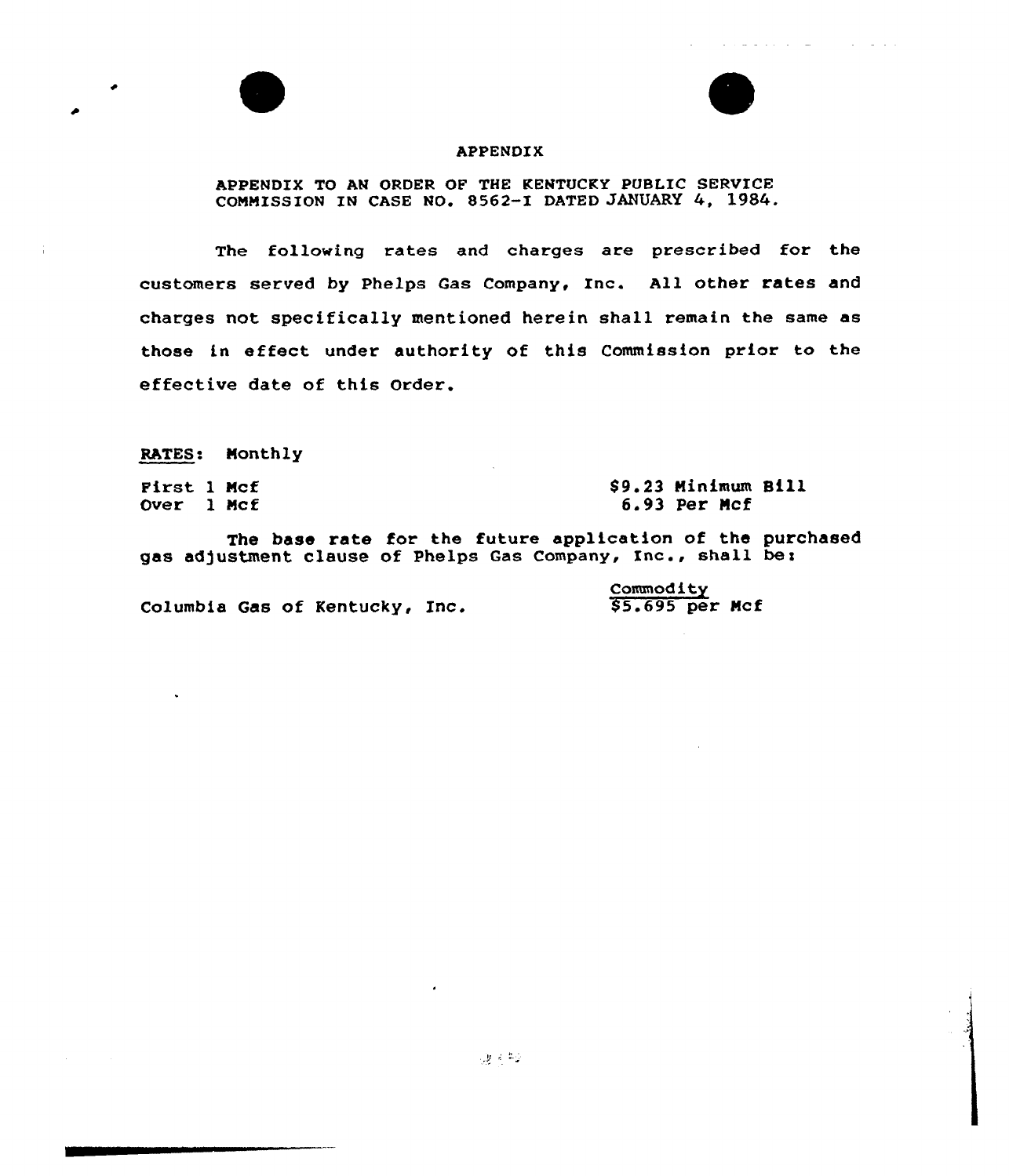# APPENDIX

APPENDIX TO AN ORDER OF THE KENTUCKY PUBLIC SERVICE COMMISSION IN CASE NO. 8562-I DATED JANUARY 4, 1984.

The following rates and charges are prescribed for the customers served by Phelps Gas Company, Inc. All other rates and charges not specifically mentioned herein shall remain the same as those in effect under authority of this Commission prior to the effective date of this Order.

<u>RATES</u>: Monthly

| | |
|---|---|
| First 1 Mcf | \$9.23 Minimum Bill |
| Over 1 Mcf | 6.93 Per Mcf |

The base rate for the future application of the purchased gas adjustment clause of Phelps Gas Company, Inc., shall be:

| | Commodity |
|---|---|
| Columbia Gas of Kentucky, Inc. | \$5.695 per Mcf |